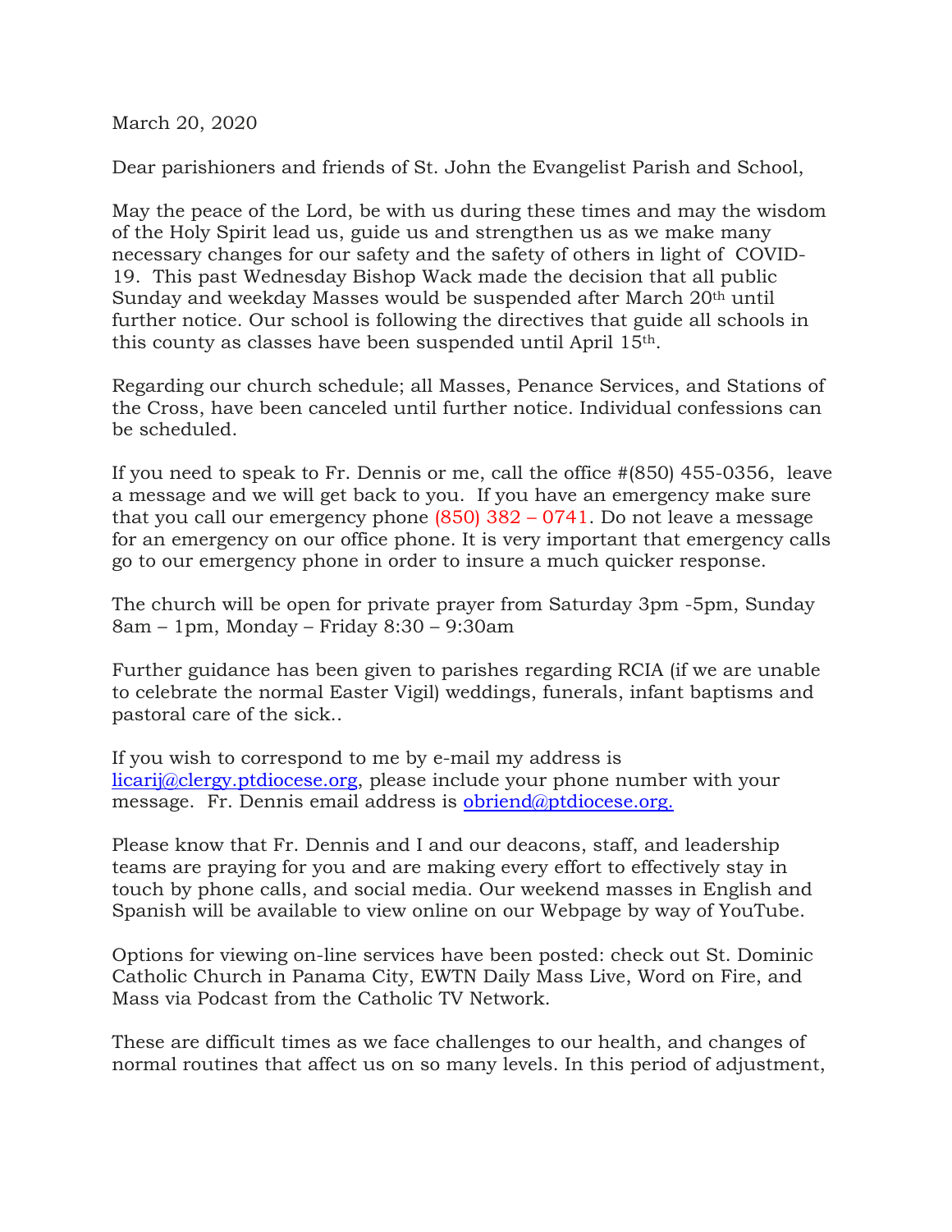March 20, 2020

Dear parishioners and friends of St. John the Evangelist Parish and School,

May the peace of the Lord, be with us during these times and may the wisdom of the Holy Spirit lead us, guide us and strengthen us as we make many necessary changes for our safety and the safety of others in light of COVID-19. This past Wednesday Bishop Wack made the decision that all public Sunday and weekday Masses would be suspended after March 20th until further notice. Our school is following the directives that guide all schools in this county as classes have been suspended until April 15th.

Regarding our church schedule; all Masses, Penance Services, and Stations of the Cross, have been canceled until further notice. Individual confessions can be scheduled.

If you need to speak to Fr. Dennis or me, call the office #(850) 455-0356, leave a message and we will get back to you. If you have an emergency make sure that you call our emergency phone (850) 382 – 0741. Do not leave a message for an emergency on our office phone. It is very important that emergency calls go to our emergency phone in order to insure a much quicker response.

The church will be open for private prayer from Saturday 3pm -5pm, Sunday 8am – 1pm, Monday – Friday 8:30 – 9:30am

Further guidance has been given to parishes regarding RCIA (if we are unable to celebrate the normal Easter Vigil) weddings, funerals, infant baptisms and pastoral care of the sick..

If you wish to correspond to me by e-mail my address is licarij@clergy.ptdiocese.org, please include your phone number with your message. Fr. Dennis email address is obriend@ptdiocese.org.

Please know that Fr. Dennis and I and our deacons, staff, and leadership teams are praying for you and are making every effort to effectively stay in touch by phone calls, and social media. Our weekend masses in English and Spanish will be available to view online on our Webpage by way of YouTube.

Options for viewing on-line services have been posted: check out St. Dominic Catholic Church in Panama City, EWTN Daily Mass Live, Word on Fire, and Mass via Podcast from the Catholic TV Network.

These are difficult times as we face challenges to our health, and changes of normal routines that affect us on so many levels. In this period of adjustment,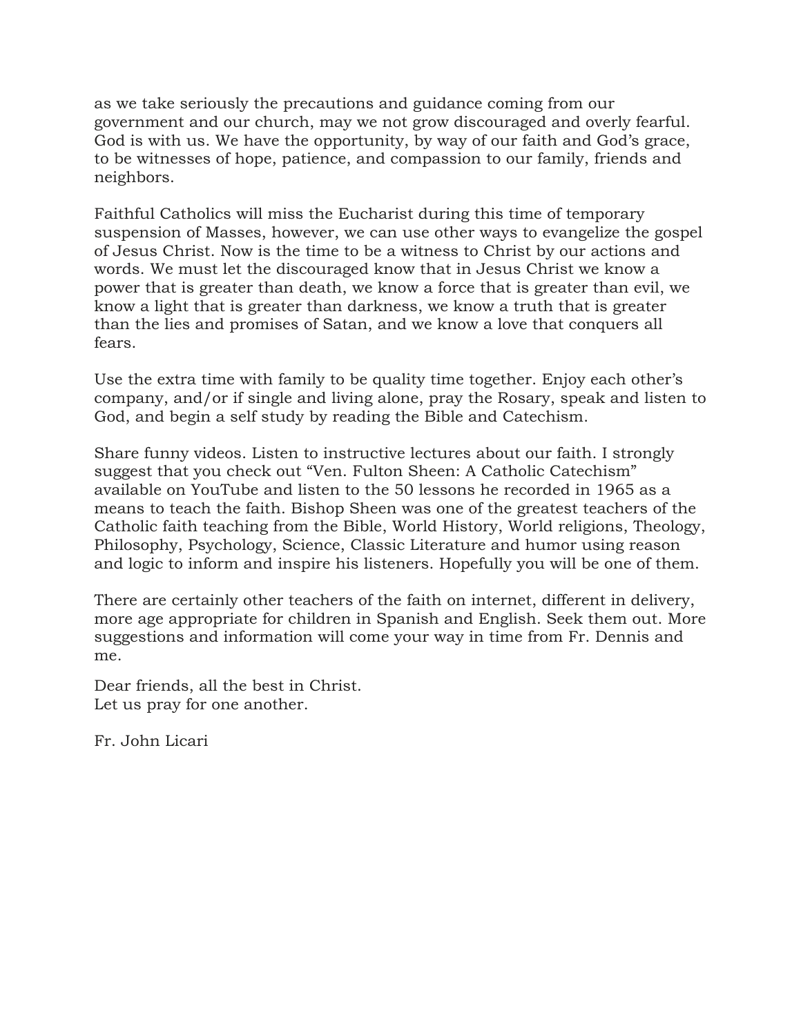as we take seriously the precautions and guidance coming from our government and our church, may we not grow discouraged and overly fearful. God is with us. We have the opportunity, by way of our faith and God's grace, to be witnesses of hope, patience, and compassion to our family, friends and neighbors.

Faithful Catholics will miss the Eucharist during this time of temporary suspension of Masses, however, we can use other ways to evangelize the gospel of Jesus Christ. Now is the time to be a witness to Christ by our actions and words. We must let the discouraged know that in Jesus Christ we know a power that is greater than death, we know a force that is greater than evil, we know a light that is greater than darkness, we know a truth that is greater than the lies and promises of Satan, and we know a love that conquers all fears.

Use the extra time with family to be quality time together. Enjoy each other's company, and/or if single and living alone, pray the Rosary, speak and listen to God, and begin a self study by reading the Bible and Catechism.

Share funny videos. Listen to instructive lectures about our faith. I strongly suggest that you check out "Ven. Fulton Sheen: A Catholic Catechism" available on YouTube and listen to the 50 lessons he recorded in 1965 as a means to teach the faith. Bishop Sheen was one of the greatest teachers of the Catholic faith teaching from the Bible, World History, World religions, Theology, Philosophy, Psychology, Science, Classic Literature and humor using reason and logic to inform and inspire his listeners. Hopefully you will be one of them.

There are certainly other teachers of the faith on internet, different in delivery, more age appropriate for children in Spanish and English. Seek them out. More suggestions and information will come your way in time from Fr. Dennis and me.

Dear friends, all the best in Christ.
Let us pray for one another.

Fr. John Licari